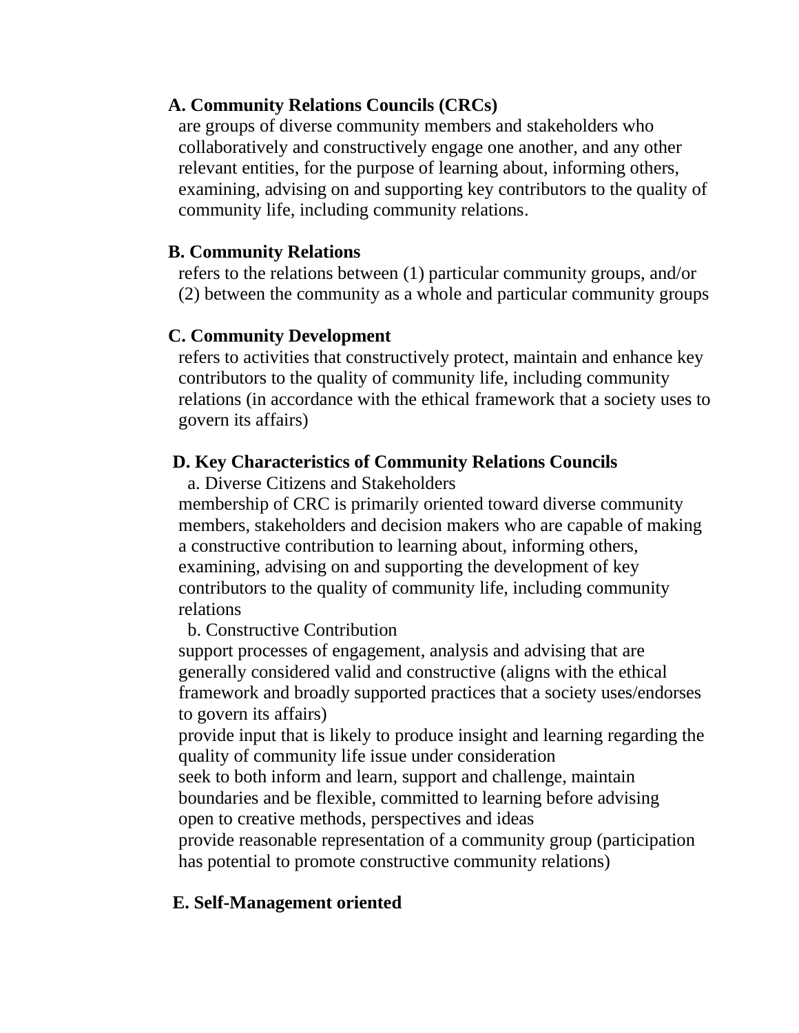**A. Community Relations Councils (CRCs)**

are groups of diverse community members and stakeholders who collaboratively and constructively engage one another, and any other relevant entities, for the purpose of learning about, informing others, examining, advising on and supporting key contributors to the quality of community life, including community relations.

**B. Community Relations**

refers to the relations between (1) particular community groups, and/or (2) between the community as a whole and particular community groups

**C. Community Development**

refers to activities that constructively protect, maintain and enhance key contributors to the quality of community life, including community relations (in accordance with the ethical framework that a society uses to govern its affairs)

**D. Key Characteristics of Community Relations Councils**

a. Diverse Citizens and Stakeholders

membership of CRC is primarily oriented toward diverse community members, stakeholders and decision makers who are capable of making a constructive contribution to learning about, informing others, examining, advising on and supporting the development of key contributors to the quality of community life, including community relations

b. Constructive Contribution

support processes of engagement, analysis and advising that are generally considered valid and constructive (aligns with the ethical framework and broadly supported practices that a society uses/endorses to govern its affairs)

provide input that is likely to produce insight and learning regarding the quality of community life issue under consideration

seek to both inform and learn, support and challenge, maintain boundaries and be flexible, committed to learning before advising

open to creative methods, perspectives and ideas

provide reasonable representation of a community group (participation has potential to promote constructive community relations)

**E. Self-Management oriented**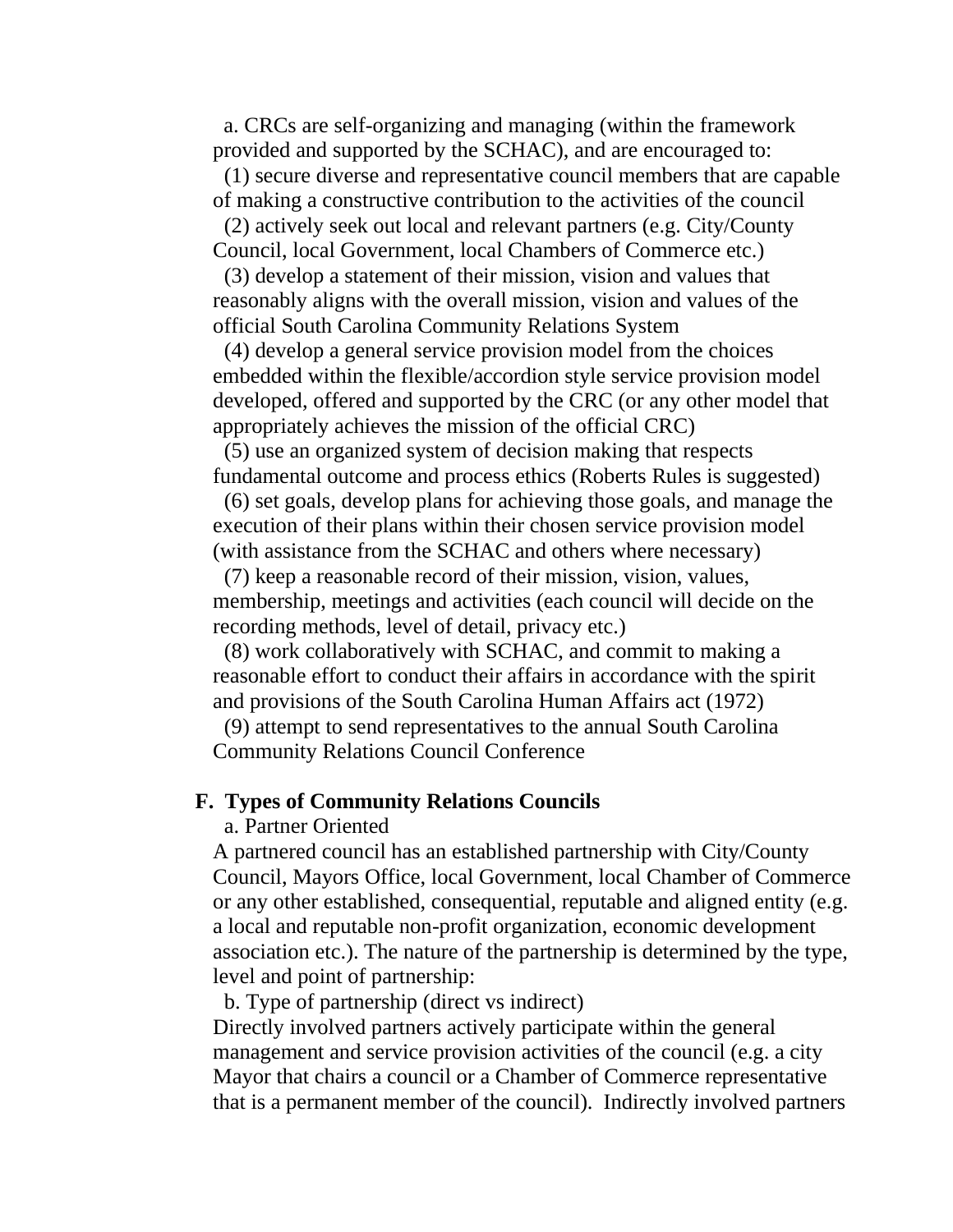a. CRCs are self-organizing and managing (within the framework provided and supported by the SCHAC), and are encouraged to:

(1) secure diverse and representative council members that are capable of making a constructive contribution to the activities of the council

(2) actively seek out local and relevant partners (e.g. City/County Council, local Government, local Chambers of Commerce etc.)

(3) develop a statement of their mission, vision and values that reasonably aligns with the overall mission, vision and values of the official South Carolina Community Relations System

(4) develop a general service provision model from the choices embedded within the flexible/accordion style service provision model developed, offered and supported by the CRC (or any other model that appropriately achieves the mission of the official CRC)

(5) use an organized system of decision making that respects fundamental outcome and process ethics (Roberts Rules is suggested)

(6) set goals, develop plans for achieving those goals, and manage the execution of their plans within their chosen service provision model (with assistance from the SCHAC and others where necessary)

(7) keep a reasonable record of their mission, vision, values, membership, meetings and activities (each council will decide on the recording methods, level of detail, privacy etc.)

(8) work collaboratively with SCHAC, and commit to making a reasonable effort to conduct their affairs in accordance with the spirit and provisions of the South Carolina Human Affairs act (1972)

(9) attempt to send representatives to the annual South Carolina Community Relations Council Conference

## F. Types of Community Relations Councils

a. Partner Oriented

A partnered council has an established partnership with City/County Council, Mayors Office, local Government, local Chamber of Commerce or any other established, consequential, reputable and aligned entity (e.g. a local and reputable non-profit organization, economic development association etc.). The nature of the partnership is determined by the type, level and point of partnership:

b. Type of partnership (direct vs indirect)

Directly involved partners actively participate within the general management and service provision activities of the council (e.g. a city Mayor that chairs a council or a Chamber of Commerce representative that is a permanent member of the council). Indirectly involved partners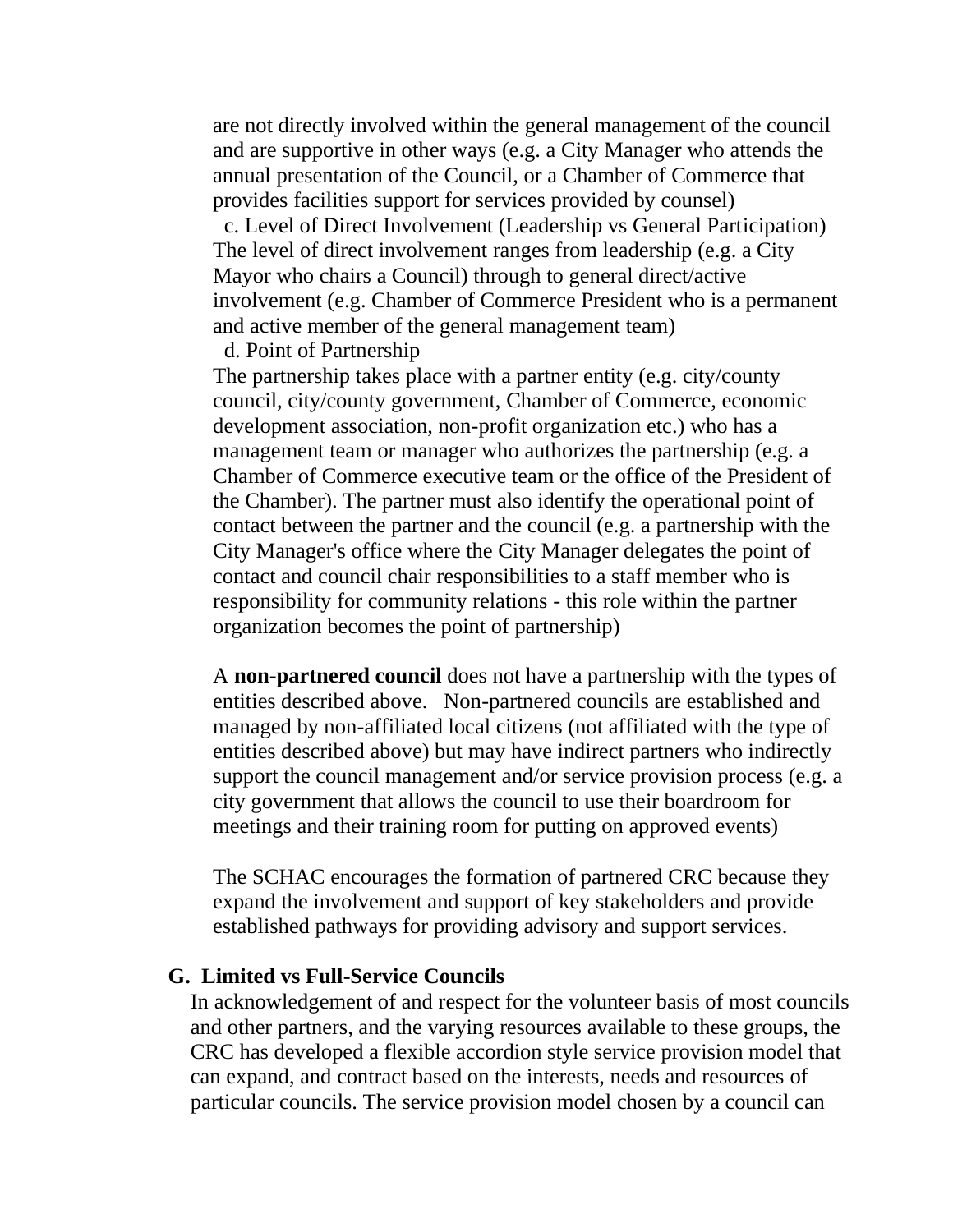are not directly involved within the general management of the council and are supportive in other ways (e.g. a City Manager who attends the annual presentation of the Council, or a Chamber of Commerce that provides facilities support for services provided by counsel)

c. Level of Direct Involvement (Leadership vs General Participation)
The level of direct involvement ranges from leadership (e.g. a City Mayor who chairs a Council) through to general direct/active involvement (e.g. Chamber of Commerce President who is a permanent and active member of the general management team)

d. Point of Partnership
The partnership takes place with a partner entity (e.g. city/county council, city/county government, Chamber of Commerce, economic development association, non-profit organization etc.) who has a management team or manager who authorizes the partnership (e.g. a Chamber of Commerce executive team or the office of the President of the Chamber). The partner must also identify the operational point of contact between the partner and the council (e.g. a partnership with the City Manager's office where the City Manager delegates the point of contact and council chair responsibilities to a staff member who is responsibility for community relations - this role within the partner organization becomes the point of partnership)

A **non-partnered council** does not have a partnership with the types of entities described above. Non-partnered councils are established and managed by non-affiliated local citizens (not affiliated with the type of entities described above) but may have indirect partners who indirectly support the council management and/or service provision process (e.g. a city government that allows the council to use their boardroom for meetings and their training room for putting on approved events)

The SCHAC encourages the formation of partnered CRC because they expand the involvement and support of key stakeholders and provide established pathways for providing advisory and support services.

### G. Limited vs Full-Service Councils

In acknowledgement of and respect for the volunteer basis of most councils and other partners, and the varying resources available to these groups, the CRC has developed a flexible accordion style service provision model that can expand, and contract based on the interests, needs and resources of particular councils. The service provision model chosen by a council can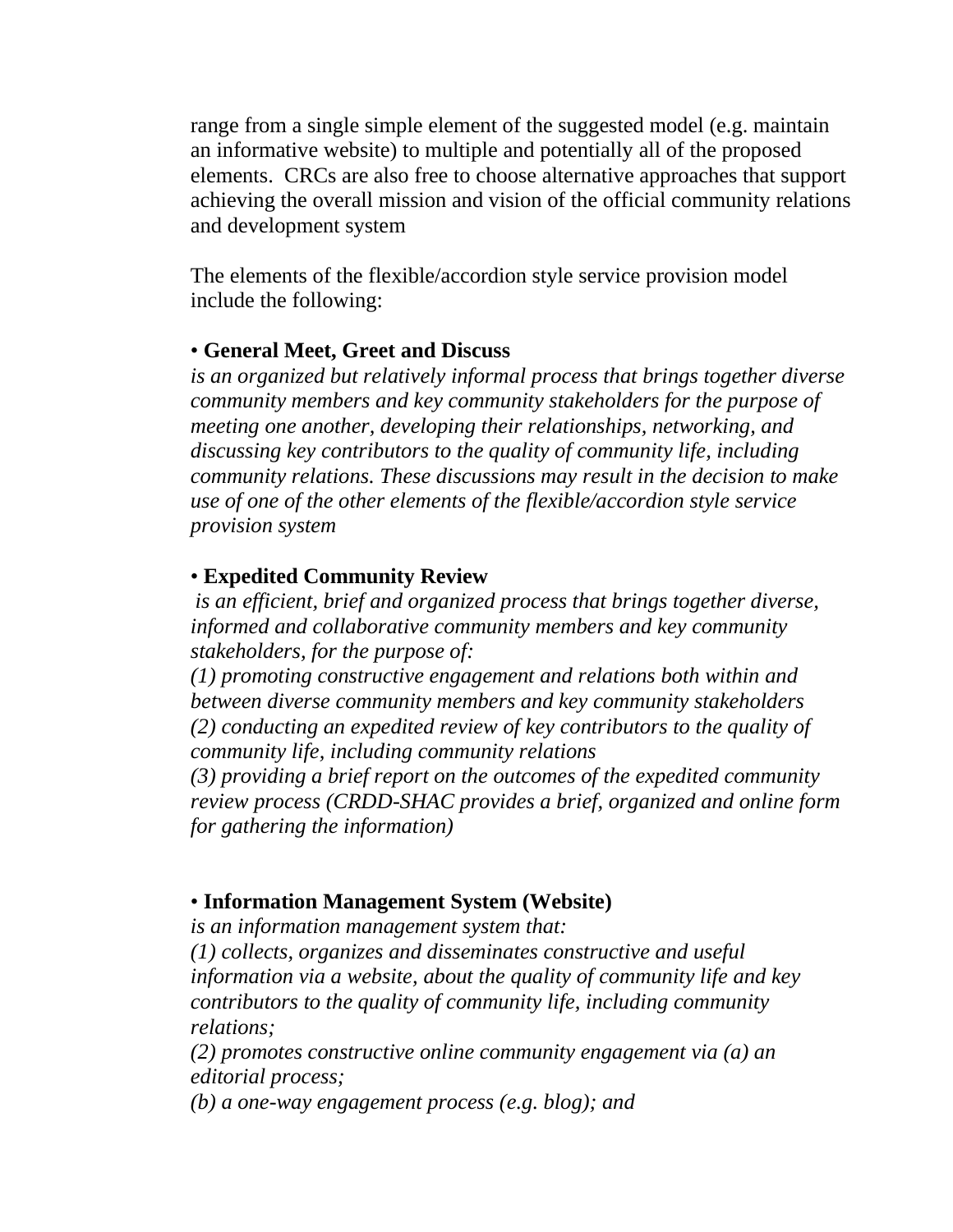range from a single simple element of the suggested model (e.g. maintain an informative website) to multiple and potentially all of the proposed elements. CRCs are also free to choose alternative approaches that support achieving the overall mission and vision of the official community relations and development system

The elements of the flexible/accordion style service provision model include the following:

• **General Meet, Greet and Discuss**
*is an organized but relatively informal process that brings together diverse community members and key community stakeholders for the purpose of meeting one another, developing their relationships, networking, and discussing key contributors to the quality of community life, including community relations. These discussions may result in the decision to make use of one of the other elements of the flexible/accordion style service provision system*

• **Expedited Community Review**
*is an efficient, brief and organized process that brings together diverse, informed and collaborative community members and key community stakeholders, for the purpose of:*
*(1) promoting constructive engagement and relations both within and between diverse community members and key community stakeholders*
*(2) conducting an expedited review of key contributors to the quality of community life, including community relations*
*(3) providing a brief report on the outcomes of the expedited community review process (CRDD-SHAC provides a brief, organized and online form for gathering the information)*

• **Information Management System (Website)**
*is an information management system that:*
*(1) collects, organizes and disseminates constructive and useful information via a website, about the quality of community life and key contributors to the quality of community life, including community relations;*
*(2) promotes constructive online community engagement via (a) an editorial process;*
*(b) a one-way engagement process (e.g. blog); and*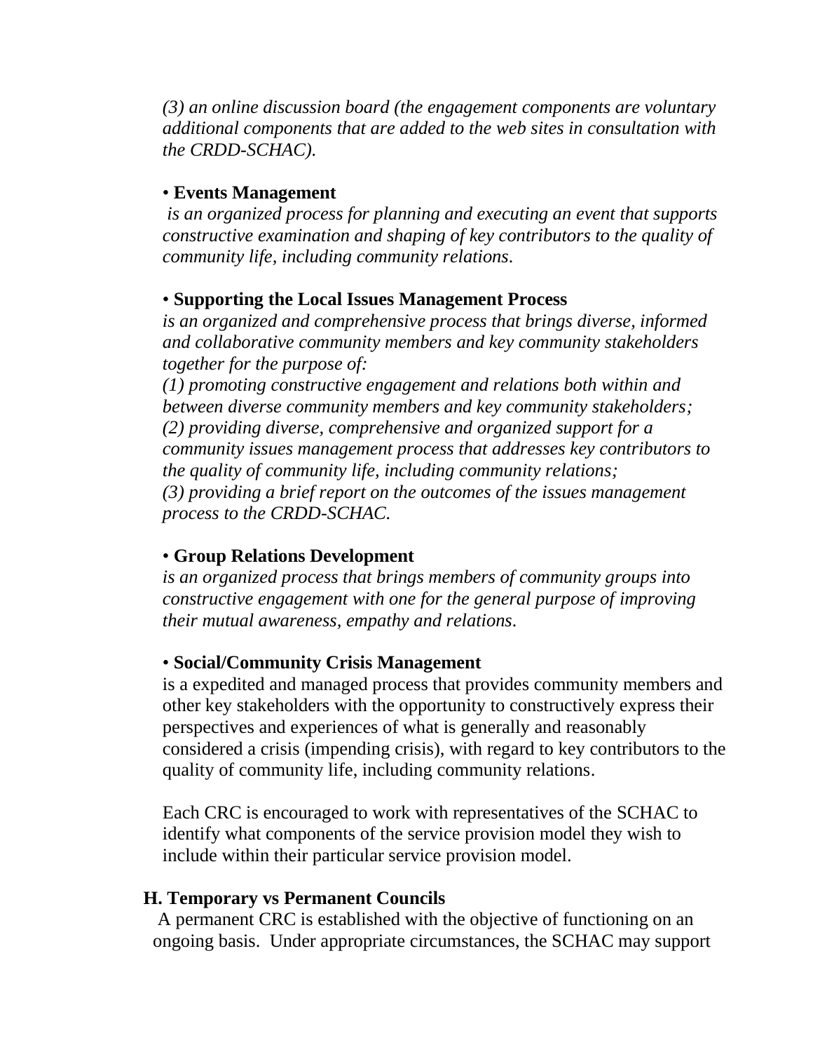*(3) an online discussion board (the engagement components are voluntary additional components that are added to the web sites in consultation with the CRDD-SCHAC).*

- **Events Management**
  *is an organized process for planning and executing an event that supports constructive examination and shaping of key contributors to the quality of community life, including community relations.*

- **Supporting the Local Issues Management Process**
  *is an organized and comprehensive process that brings diverse, informed and collaborative community members and key community stakeholders together for the purpose of:*
  *(1) promoting constructive engagement and relations both within and between diverse community members and key community stakeholders;*
  *(2) providing diverse, comprehensive and organized support for a community issues management process that addresses key contributors to the quality of community life, including community relations;*
  *(3) providing a brief report on the outcomes of the issues management process to the CRDD-SCHAC.*

- **Group Relations Development**
  *is an organized process that brings members of community groups into constructive engagement with one for the general purpose of improving their mutual awareness, empathy and relations.*

- **Social/Community Crisis Management**
  is a expedited and managed process that provides community members and other key stakeholders with the opportunity to constructively express their perspectives and experiences of what is generally and reasonably considered a crisis (impending crisis), with regard to key contributors to the quality of community life, including community relations.

Each CRC is encouraged to work with representatives of the SCHAC to identify what components of the service provision model they wish to include within their particular service provision model.

**H. Temporary vs Permanent Councils**

A permanent CRC is established with the objective of functioning on an ongoing basis. Under appropriate circumstances, the SCHAC may support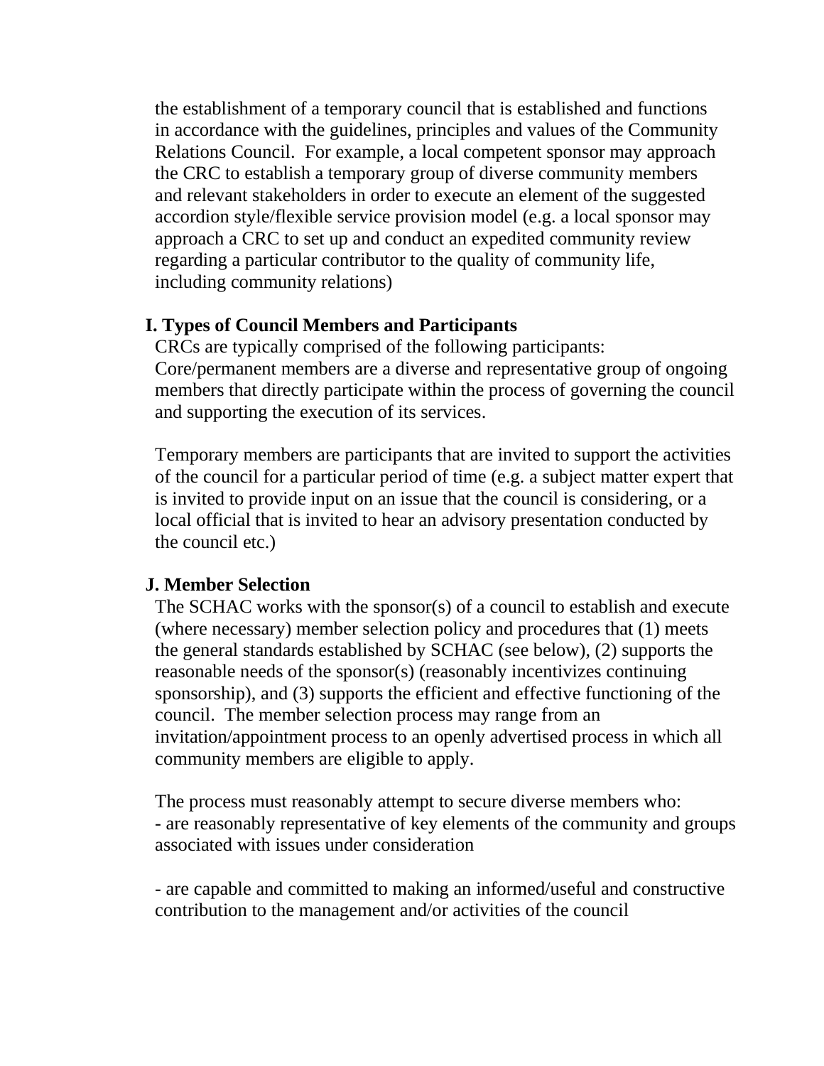the establishment of a temporary council that is established and functions in accordance with the guidelines, principles and values of the Community Relations Council. For example, a local competent sponsor may approach the CRC to establish a temporary group of diverse community members and relevant stakeholders in order to execute an element of the suggested accordion style/flexible service provision model (e.g. a local sponsor may approach a CRC to set up and conduct an expedited community review regarding a particular contributor to the quality of community life, including community relations)

**I. Types of Council Members and Participants**

CRCs are typically comprised of the following participants:
Core/permanent members are a diverse and representative group of ongoing members that directly participate within the process of governing the council and supporting the execution of its services.

Temporary members are participants that are invited to support the activities of the council for a particular period of time (e.g. a subject matter expert that is invited to provide input on an issue that the council is considering, or a local official that is invited to hear an advisory presentation conducted by the council etc.)

**J. Member Selection**

The SCHAC works with the sponsor(s) of a council to establish and execute (where necessary) member selection policy and procedures that (1) meets the general standards established by SCHAC (see below), (2) supports the reasonable needs of the sponsor(s) (reasonably incentivizes continuing sponsorship), and (3) supports the efficient and effective functioning of the council. The member selection process may range from an invitation/appointment process to an openly advertised process in which all community members are eligible to apply.

The process must reasonably attempt to secure diverse members who:

- are reasonably representative of key elements of the community and groups associated with issues under consideration

- are capable and committed to making an informed/useful and constructive contribution to the management and/or activities of the council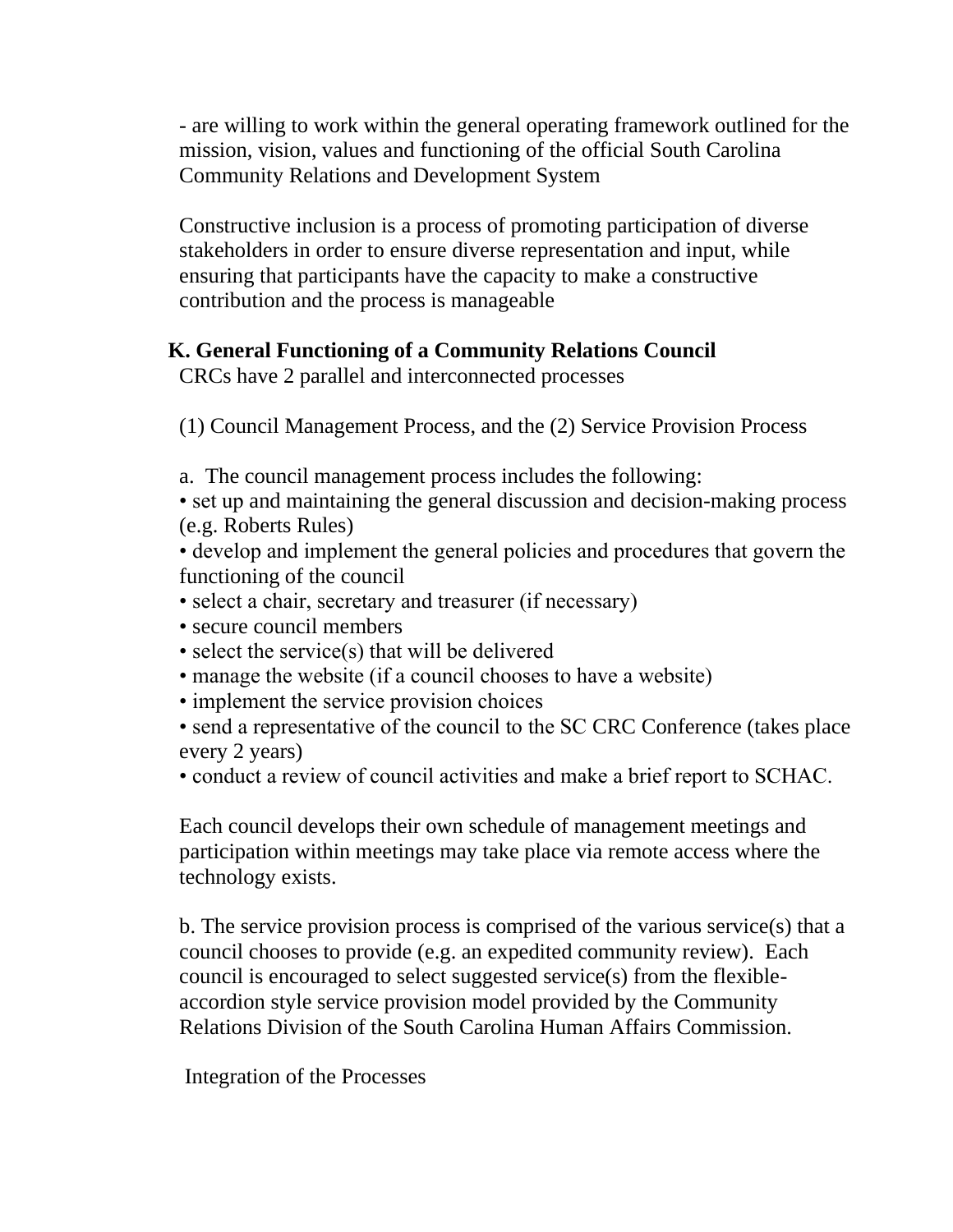- are willing to work within the general operating framework outlined for the mission, vision, values and functioning of the official South Carolina Community Relations and Development System

Constructive inclusion is a process of promoting participation of diverse stakeholders in order to ensure diverse representation and input, while ensuring that participants have the capacity to make a constructive contribution and the process is manageable

**K. General Functioning of a Community Relations Council**

CRCs have 2 parallel and interconnected processes

(1) Council Management Process, and the (2) Service Provision Process

a. The council management process includes the following:

- set up and maintaining the general discussion and decision-making process (e.g. Roberts Rules)
- develop and implement the general policies and procedures that govern the functioning of the council
- select a chair, secretary and treasurer (if necessary)
- secure council members
- select the service(s) that will be delivered
- manage the website (if a council chooses to have a website)
- implement the service provision choices
- send a representative of the council to the SC CRC Conference (takes place every 2 years)
- conduct a review of council activities and make a brief report to SCHAC.

Each council develops their own schedule of management meetings and participation within meetings may take place via remote access where the technology exists.

b. The service provision process is comprised of the various service(s) that a council chooses to provide (e.g. an expedited community review). Each council is encouraged to select suggested service(s) from the flexible-accordion style service provision model provided by the Community Relations Division of the South Carolina Human Affairs Commission.

Integration of the Processes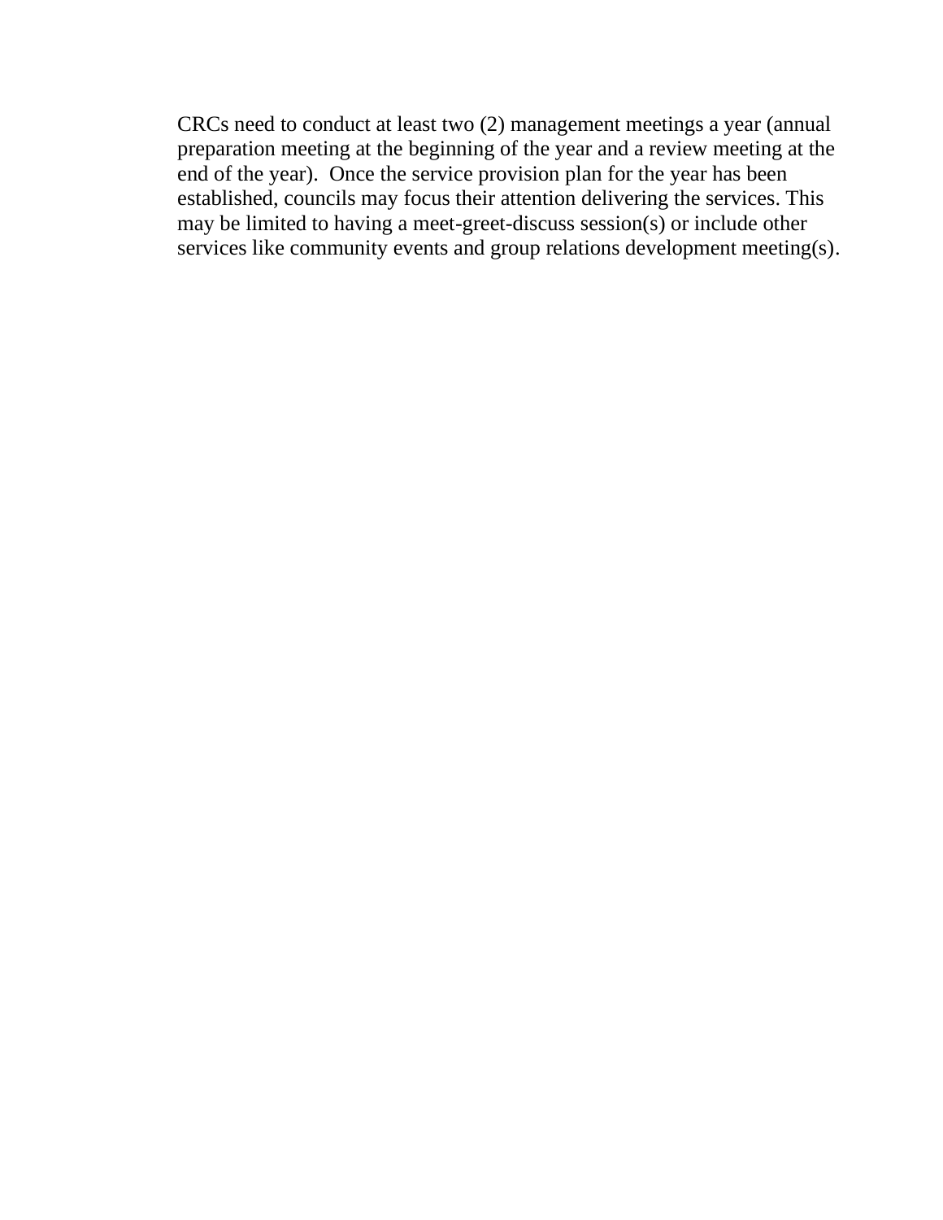CRCs need to conduct at least two (2) management meetings a year (annual preparation meeting at the beginning of the year and a review meeting at the end of the year).  Once the service provision plan for the year has been established, councils may focus their attention delivering the services. This may be limited to having a meet-greet-discuss session(s) or include other services like community events and group relations development meeting(s).